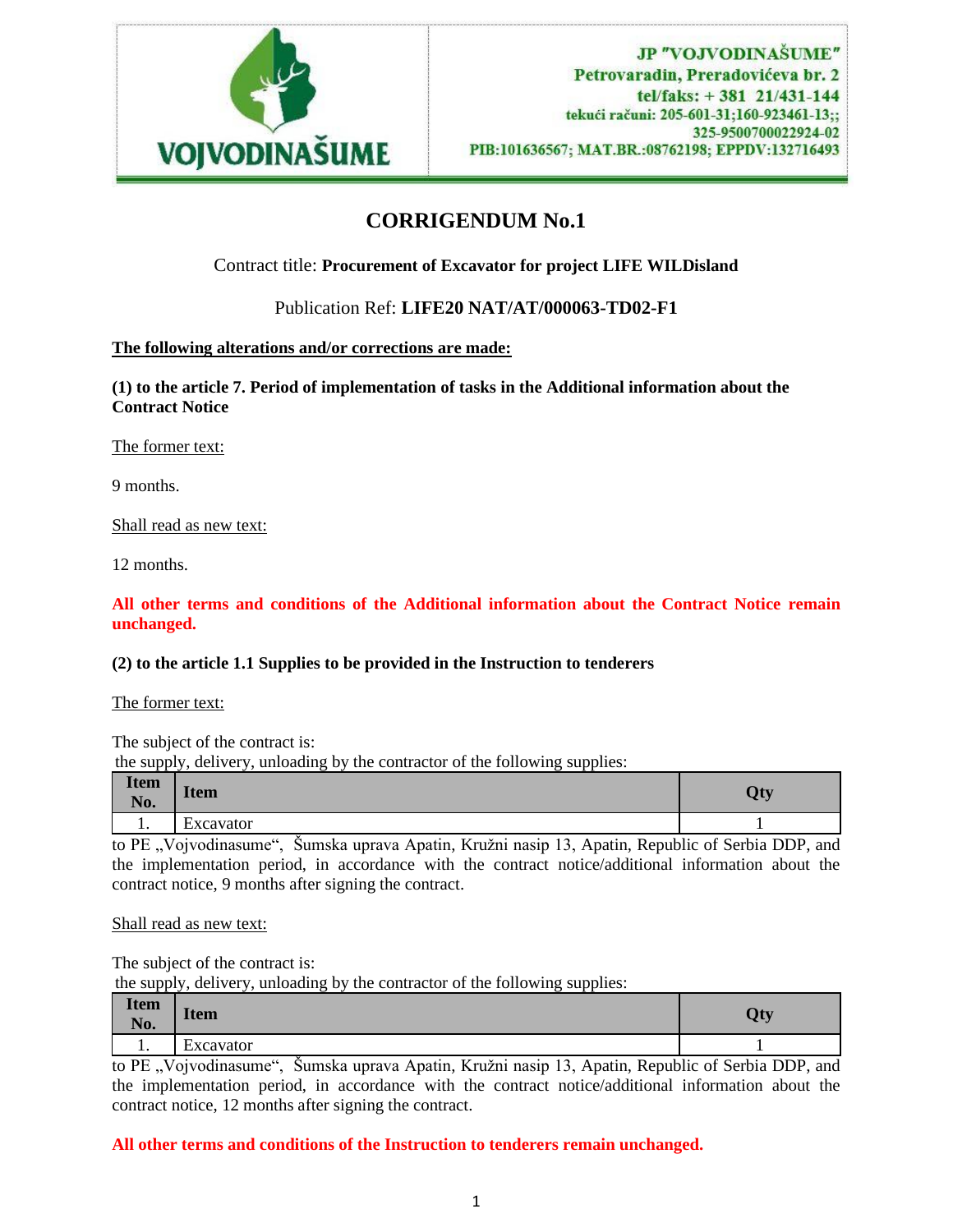JP "VOJVODINAŠUME"
Petrovaradin, Preradovićeva br. 2
tel/faks: + 381 21/431-144
tekući račun: 205-601-31;160-923461-13;;
325-9500700022924-02
PIB:101636567; MAT.BR.:08762198; EPPDV:132716493

# CORRIGENDUM No.1

Contract title: **Procurement of Excavator for project LIFE WILDisland**

Publication Ref: **LIFE20 NAT/AT/000063-TD02-F1**

**The following alterations and/or corrections are made:**

**(1) to the article 7. Period of implementation of tasks in the Additional information about the Contract Notice**

The former text:

9 months.

Shall read as new text:

12 months.

**All other terms and conditions of the Additional information about the Contract Notice remain unchanged.**

**(2) to the article 1.1 Supplies to be provided in the Instruction to tenderers**

The former text:

The subject of the contract is:
the supply, delivery, unloading by the contractor of the following supplies:

| Item No. | Item | Qty |
|---|---|---|
| 1. | Excavator | 1 |

to PE „Vojvodinasume", Šumska uprava Apatin, Kružni nasip 13, Apatin, Republic of Serbia DDP, and the implementation period, in accordance with the contract notice/additional information about the contract notice, 9 months after signing the contract.

Shall read as new text:

The subject of the contract is:
the supply, delivery, unloading by the contractor of the following supplies:

| Item No. | Item | Qty |
|---|---|---|
| 1. | Excavator | 1 |

to PE „Vojvodinasume", Šumska uprava Apatin, Kružni nasip 13, Apatin, Republic of Serbia DDP, and the implementation period, in accordance with the contract notice/additional information about the contract notice, 12 months after signing the contract.

**All other terms and conditions of the Instruction to tenderers remain unchanged.**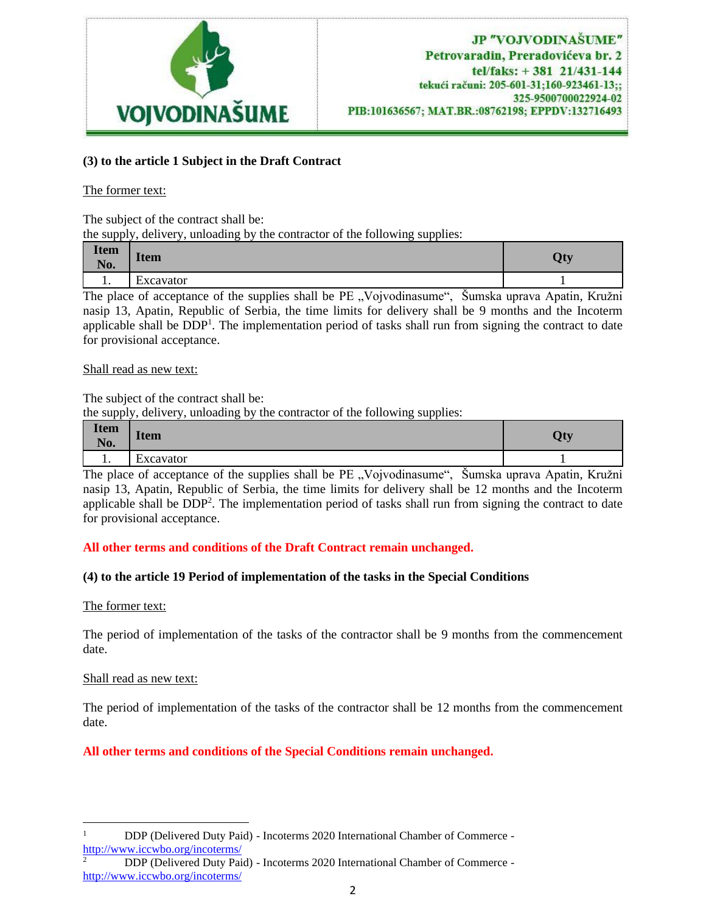**(3) to the article 1 Subject in the Draft Contract**

The former text:

The subject of the contract shall be:
the supply, delivery, unloading by the contractor of the following supplies:

| Item No. | Item | Qty |
|---|---|---|
| 1. | Excavator | 1 |

The place of acceptance of the supplies shall be PE „Vojvodinasume“, Šumska uprava Apatin, Kružni nasip 13, Apatin, Republic of Serbia, the time limits for delivery shall be 9 months and the Incoterm applicable shall be DDP[1]. The implementation period of tasks shall run from signing the contract to date for provisional acceptance.

Shall read as new text:

The subject of the contract shall be:
the supply, delivery, unloading by the contractor of the following supplies:

| Item No. | Item | Qty |
|---|---|---|
| 1. | Excavator | 1 |

The place of acceptance of the supplies shall be PE „Vojvodinasume“, Šumska uprava Apatin, Kružni nasip 13, Apatin, Republic of Serbia, the time limits for delivery shall be 12 months and the Incoterm applicable shall be DDP[2]. The implementation period of tasks shall run from signing the contract to date for provisional acceptance.

**All other terms and conditions of the Draft Contract remain unchanged.**

**(4) to the article 19 Period of implementation of the tasks in the Special Conditions**

The former text:

The period of implementation of the tasks of the contractor shall be 9 months from the commencement date.

Shall read as new text:

The period of implementation of the tasks of the contractor shall be 12 months from the commencement date.

**All other terms and conditions of the Special Conditions remain unchanged.**

---

[1] DDP (Delivered Duty Paid) - Incoterms 2020 International Chamber of Commerce - http://www.iccwbo.org/incoterms/

[2] DDP (Delivered Duty Paid) - Incoterms 2020 International Chamber of Commerce - http://www.iccwbo.org/incoterms/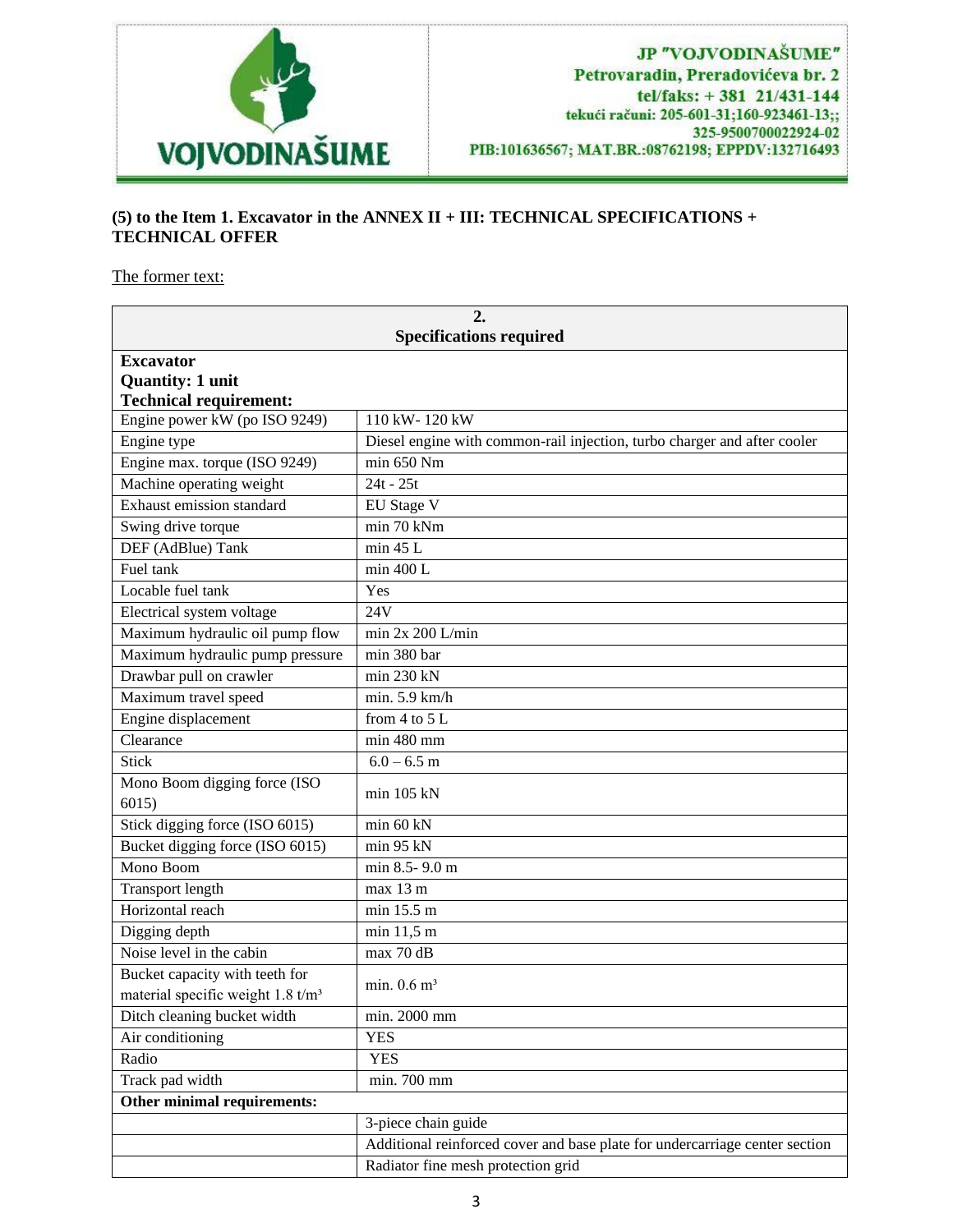JP "VOJVODINAŠUME"
Petrovaradin, Preradovićeva br. 2
tel/faks: + 381 21/431-144
tekući račun: 205-601-31;160-923461-13;;
325-9500700022924-02
PIB:101636567; MAT.BR.:08762198; EPPDV:132716493

**(5) to the Item 1. Excavator in the ANNEX II + III: TECHNICAL SPECIFICATIONS + TECHNICAL OFFER**

The former text:

| 2.<br>Specifications required | |
|---|---|
| **Excavator**<br>**Quantity: 1 unit**<br>**Technical requirement:** | |
| Engine power kW (po ISO 9249) | 110 kW- 120 kW |
| Engine type | Diesel engine with common-rail injection, turbo charger and after cooler |
| Engine max. torque (ISO 9249) | min 650 Nm |
| Machine operating weight | 24t - 25t |
| Exhaust emission standard | EU Stage V |
| Swing drive torque | min 70 kNm |
| DEF (AdBlue) Tank | min 45 L |
| Fuel tank | min 400 L |
| Locable fuel tank | Yes |
| Electrical system voltage | 24V |
| Maximum hydraulic oil pump flow | min 2x 200 L/min |
| Maximum hydraulic pump pressure | min 380 bar |
| Drawbar pull on crawler | min 230 kN |
| Maximum travel speed | min. 5.9 km/h |
| Engine displacement | from 4 to 5 L |
| Clearance | min 480 mm |
| Stick | 6.0 – 6.5 m |
| Mono Boom digging force (ISO 6015) | min 105 kN |
| Stick digging force (ISO 6015) | min 60 kN |
| Bucket digging force (ISO 6015) | min 95 kN |
| Mono Boom | min 8.5- 9.0 m |
| Transport length | max 13 m |
| Horizontal reach | min 15.5 m |
| Digging depth | min 11,5 m |
| Noise level in the cabin | max 70 dB |
| Bucket capacity with teeth for material specific weight 1.8 t/m³ | min. 0.6 m³ |
| Ditch cleaning bucket width | min. 2000 mm |
| Air conditioning | YES |
| Radio | YES |
| Track pad width | min. 700 mm |
| **Other minimal requirements:** | |
| | 3-piece chain guide |
| | Additional reinforced cover and base plate for undercarriage center section |
| | Radiator fine mesh protection grid |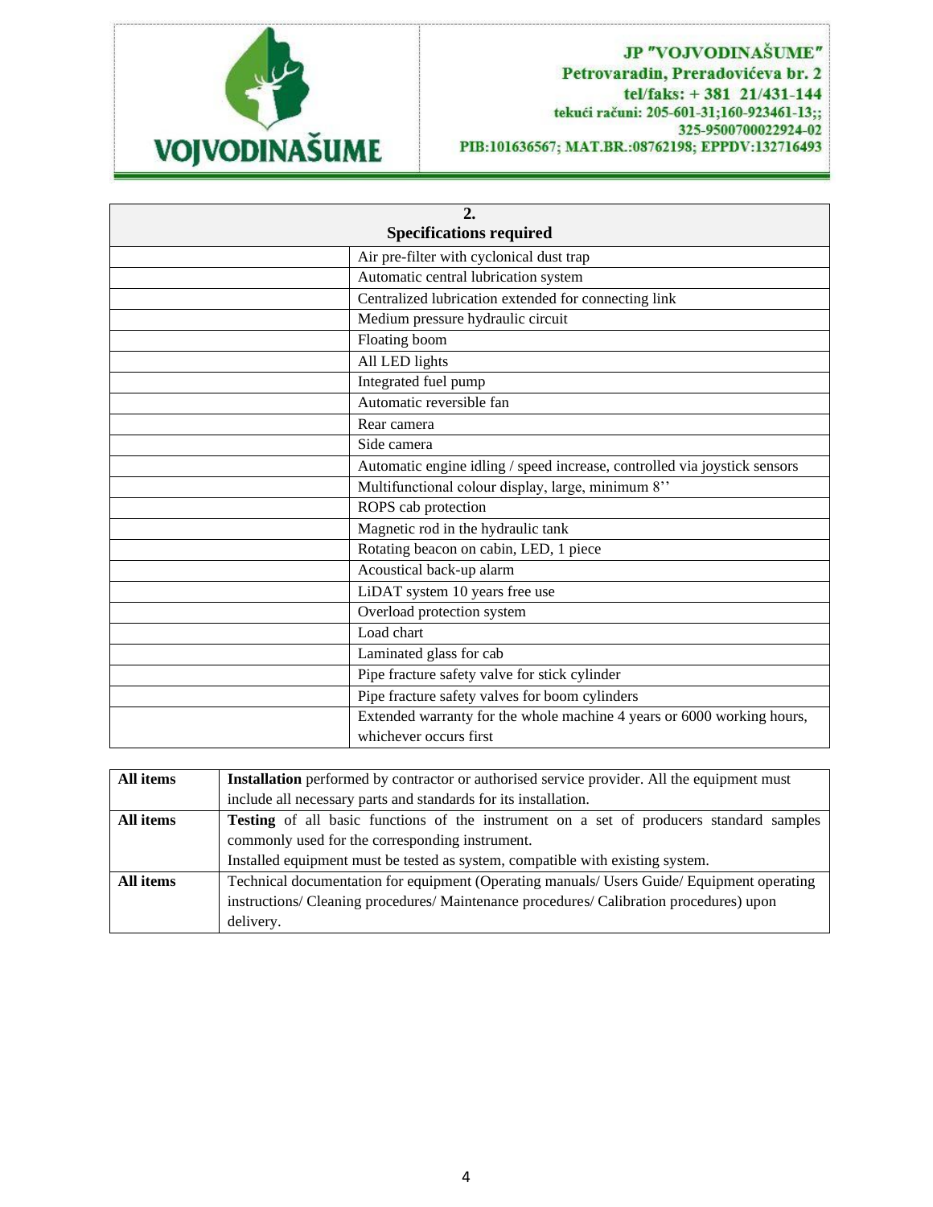| 2. Specifications required | |
|---|---|
| | Air pre-filter with cyclonical dust trap |
| | Automatic central lubrication system |
| | Centralized lubrication extended for connecting link |
| | Medium pressure hydraulic circuit |
| | Floating boom |
| | All LED lights |
| | Integrated fuel pump |
| | Automatic reversible fan |
| | Rear camera |
| | Side camera |
| | Automatic engine idling / speed increase, controlled via joystick sensors |
| | Multifunctional colour display, large, minimum 8’’ |
| | ROPS cab protection |
| | Magnetic rod in the hydraulic tank |
| | Rotating beacon on cabin, LED, 1 piece |
| | Acoustical back-up alarm |
| | LiDAT system 10 years free use |
| | Overload protection system |
| | Load chart |
| | Laminated glass for cab |
| | Pipe fracture safety valve for stick cylinder |
| | Pipe fracture safety valves for boom cylinders |
| | Extended warranty for the whole machine 4 years or 6000 working hours, whichever occurs first |

| | |
|---|---|
| **All items** | **Installation** performed by contractor or authorised service provider. All the equipment must include all necessary parts and standards for its installation. |
| **All items** | **Testing** of all basic functions of the instrument on a set of producers standard samples commonly used for the corresponding instrument.<br>Installed equipment must be tested as system, compatible with existing system. |
| **All items** | Technical documentation for equipment (Operating manuals/ Users Guide/ Equipment operating instructions/ Cleaning procedures/ Maintenance procedures/ Calibration procedures) upon delivery. |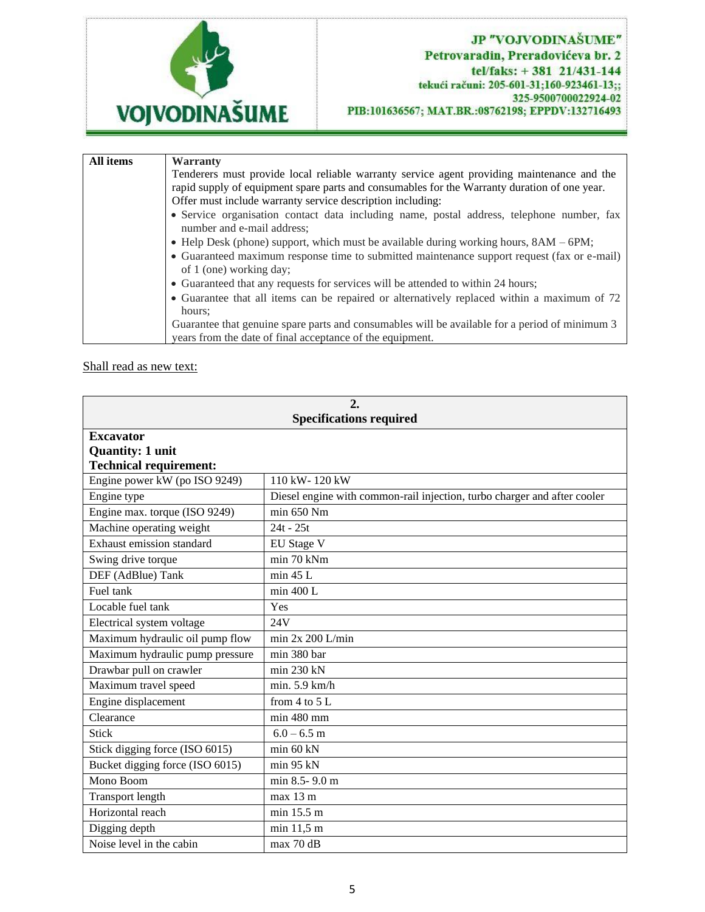| All items | **Warranty**<br>Tenderers must provide local reliable warranty service agent providing maintenance and the rapid supply of equipment spare parts and consumables for the Warranty duration of one year.<br>Offer must include warranty service description including:<br>• Service organisation contact data including name, postal address, telephone number, fax number and e-mail address;<br>• Help Desk (phone) support, which must be available during working hours, 8AM – 6PM;<br>• Guaranteed maximum response time to submitted maintenance support request (fax or e-mail) of 1 (one) working day;<br>• Guaranteed that any requests for services will be attended to within 24 hours;<br>• Guarantee that all items can be repaired or alternatively replaced within a maximum of 72 hours;<br>Guarantee that genuine spare parts and consumables will be available for a period of minimum 3 years from the date of final acceptance of the equipment. |
|---|---|

Shall read as new text:

| **2. Specifications required** | |
|---|---|
| **Excavator**<br>**Quantity: 1 unit**<br>**Technical requirement:** | |
| Engine power kW (po ISO 9249) | 110 kW- 120 kW |
| Engine type | Diesel engine with common-rail injection, turbo charger and after cooler |
| Engine max. torque (ISO 9249) | min 650 Nm |
| Machine operating weight | 24t - 25t |
| Exhaust emission standard | EU Stage V |
| Swing drive torque | min 70 kNm |
| DEF (AdBlue) Tank | min 45 L |
| Fuel tank | min 400 L |
| Locable fuel tank | Yes |
| Electrical system voltage | 24V |
| Maximum hydraulic oil pump flow | min 2x 200 L/min |
| Maximum hydraulic pump pressure | min 380 bar |
| Drawbar pull on crawler | min 230 kN |
| Maximum travel speed | min. 5.9 km/h |
| Engine displacement | from 4 to 5 L |
| Clearance | min 480 mm |
| Stick | 6.0 – 6.5 m |
| Stick digging force (ISO 6015) | min 60 kN |
| Bucket digging force (ISO 6015) | min 95 kN |
| Mono Boom | min 8.5- 9.0 m |
| Transport length | max 13 m |
| Horizontal reach | min 15.5 m |
| Digging depth | min 11,5 m |
| Noise level in the cabin | max 70 dB |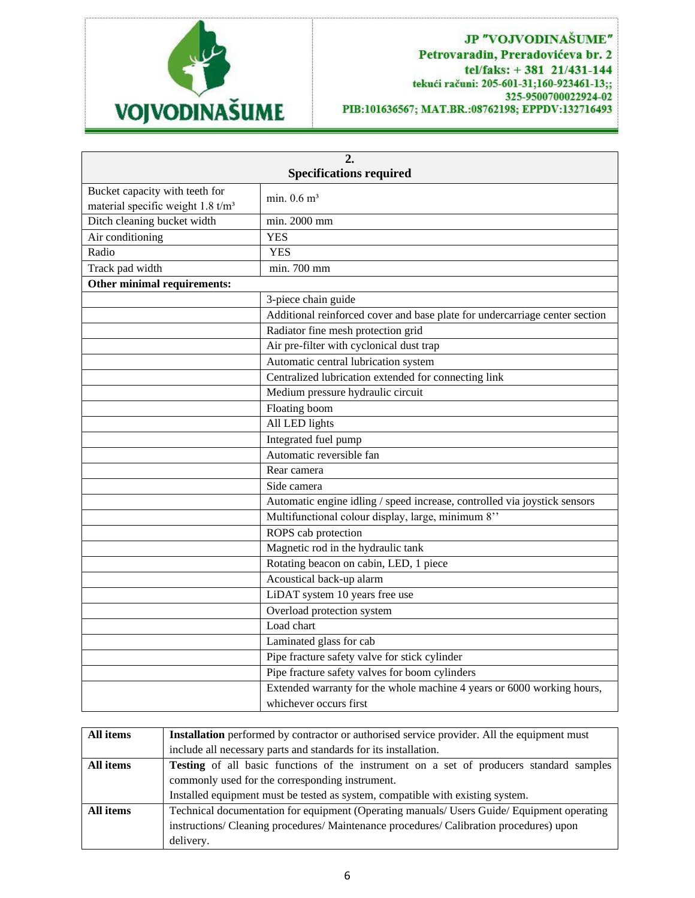JP "VOJVODINAŠUME"
Petrovaradin, Preradovićeva br. 2
tel/faks: + 381 21/431-144
tekući račun: 205-601-31;160-923461-13;;
325-9500700022924-02
PIB:101636567; MAT.BR.:08762198; EPPDV:132716493

| 2. Specifications required | |
|---|---|
| Bucket capacity with teeth for material specific weight 1.8 t/m³ | min. 0.6 m³ |
| Ditch cleaning bucket width | min. 2000 mm |
| Air conditioning | YES |
| Radio | YES |
| Track pad width | min. 700 mm |
| **Other minimal requirements:** | |
| | 3-piece chain guide |
| | Additional reinforced cover and base plate for undercarriage center section |
| | Radiator fine mesh protection grid |
| | Air pre-filter with cyclonical dust trap |
| | Automatic central lubrication system |
| | Centralized lubrication extended for connecting link |
| | Medium pressure hydraulic circuit |
| | Floating boom |
| | All LED lights |
| | Integrated fuel pump |
| | Automatic reversible fan |
| | Rear camera |
| | Side camera |
| | Automatic engine idling / speed increase, controlled via joystick sensors |
| | Multifunctional colour display, large, minimum 8'' |
| | ROPS cab protection |
| | Magnetic rod in the hydraulic tank |
| | Rotating beacon on cabin, LED, 1 piece |
| | Acoustical back-up alarm |
| | LiDAT system 10 years free use |
| | Overload protection system |
| | Load chart |
| | Laminated glass for cab |
| | Pipe fracture safety valve for stick cylinder |
| | Pipe fracture safety valves for boom cylinders |
| | Extended warranty for the whole machine 4 years or 6000 working hours, whichever occurs first |

| | |
|---|---|
| **All items** | **Installation** performed by contractor or authorised service provider. All the equipment must include all necessary parts and standards for its installation. |
| **All items** | **Testing** of all basic functions of the instrument on a set of producers standard samples commonly used for the corresponding instrument.<br>Installed equipment must be tested as system, compatible with existing system. |
| **All items** | Technical documentation for equipment (Operating manuals/ Users Guide/ Equipment operating instructions/ Cleaning procedures/ Maintenance procedures/ Calibration procedures) upon delivery. |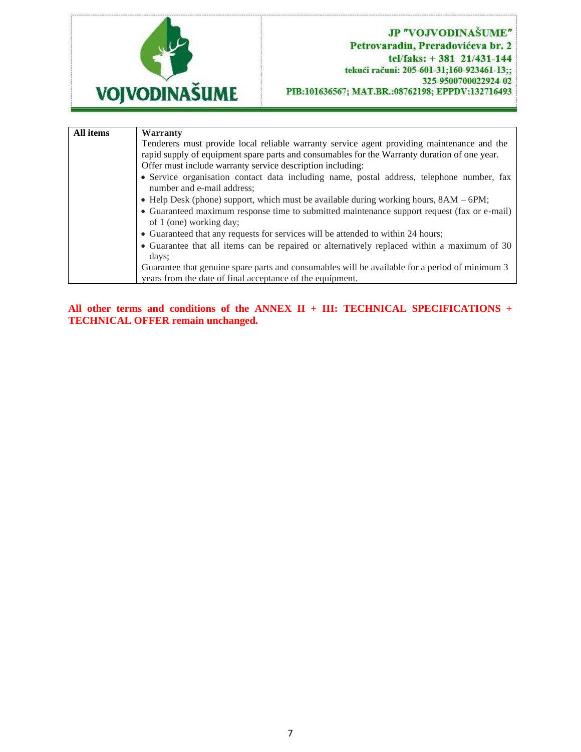| | |
|---|---|
| **All items** | **Warranty**<br>Tenderers must provide local reliable warranty service agent providing maintenance and the rapid supply of equipment spare parts and consumables for the Warranty duration of one year.<br>Offer must include warranty service description including:<br>• Service organisation contact data including name, postal address, telephone number, fax number and e-mail address;<br>• Help Desk (phone) support, which must be available during working hours, 8AM – 6PM;<br>• Guaranteed maximum response time to submitted maintenance support request (fax or e-mail) of 1 (one) working day;<br>• Guaranteed that any requests for services will be attended to within 24 hours;<br>• Guarantee that all items can be repaired or alternatively replaced within a maximum of 30 days;<br>Guarantee that genuine spare parts and consumables will be available for a period of minimum 3 years from the date of final acceptance of the equipment. |

**All other terms and conditions of the ANNEX II + III: TECHNICAL SPECIFICATIONS + TECHNICAL OFFER remain unchanged.**